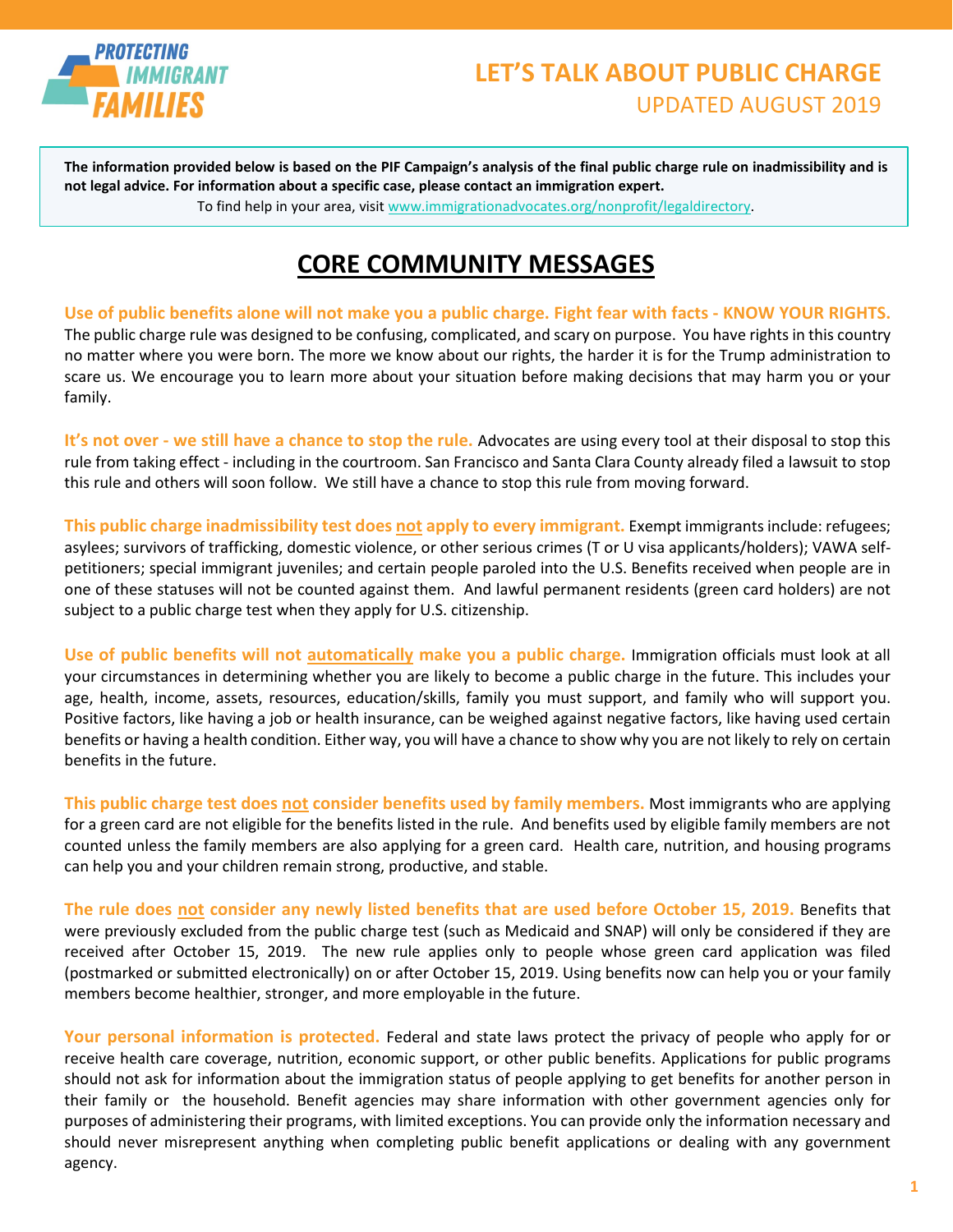# LET'S TALK ABOUT PUBLIC CHARGE

UPDATED AUGUST 2019

**The information provided below is based on the PIF Campaign's analysis of the final public charge rule on inadmissibility and is not legal advice. For information about a specific case, please contact an immigration expert.**

To find help in your area, visit www.immigrationadvocates.org/nonprofit/legaldirectory.

## CORE COMMUNITY MESSAGES

**Use of public benefits alone will not make you a public charge. Fight fear with facts - KNOW YOUR RIGHTS.** The public charge rule was designed to be confusing, complicated, and scary on purpose. You have rights in this country no matter where you were born. The more we know about our rights, the harder it is for the Trump administration to scare us. We encourage you to learn more about your situation before making decisions that may harm you or your family.

**It's not over - we still have a chance to stop the rule.** Advocates are using every tool at their disposal to stop this rule from taking effect - including in the courtroom. San Francisco and Santa Clara County already filed a lawsuit to stop this rule and others will soon follow. We still have a chance to stop this rule from moving forward.

**This public charge inadmissibility test does not apply to every immigrant.** Exempt immigrants include: refugees; asylees; survivors of trafficking, domestic violence, or other serious crimes (T or U visa applicants/holders); VAWA self-petitioners; special immigrant juveniles; and certain people paroled into the U.S. Benefits received when people are in one of these statuses will not be counted against them. And lawful permanent residents (green card holders) are not subject to a public charge test when they apply for U.S. citizenship.

**Use of public benefits will not automatically make you a public charge.** Immigration officials must look at all your circumstances in determining whether you are likely to become a public charge in the future. This includes your age, health, income, assets, resources, education/skills, family you must support, and family who will support you. Positive factors, like having a job or health insurance, can be weighed against negative factors, like having used certain benefits or having a health condition. Either way, you will have a chance to show why you are not likely to rely on certain benefits in the future.

**This public charge test does not consider benefits used by family members.** Most immigrants who are applying for a green card are not eligible for the benefits listed in the rule. And benefits used by eligible family members are not counted unless the family members are also applying for a green card. Health care, nutrition, and housing programs can help you and your children remain strong, productive, and stable.

**The rule does not consider any newly listed benefits that are used before October 15, 2019.** Benefits that were previously excluded from the public charge test (such as Medicaid and SNAP) will only be considered if they are received after October 15, 2019. The new rule applies only to people whose green card application was filed (postmarked or submitted electronically) on or after October 15, 2019. Using benefits now can help you or your family members become healthier, stronger, and more employable in the future.

**Your personal information is protected.** Federal and state laws protect the privacy of people who apply for or receive health care coverage, nutrition, economic support, or other public benefits. Applications for public programs should not ask for information about the immigration status of people applying to get benefits for another person in their family or the household. Benefit agencies may share information with other government agencies only for purposes of administering their programs, with limited exceptions. You can provide only the information necessary and should never misrepresent anything when completing public benefit applications or dealing with any government agency.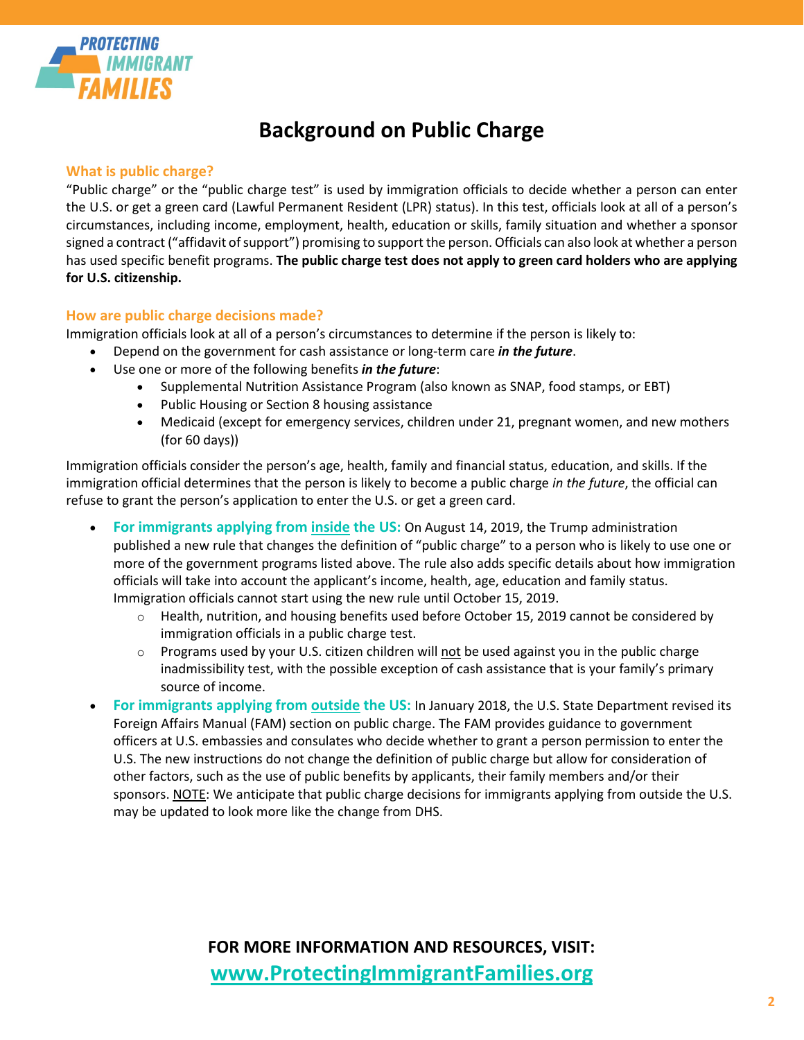# Background on Public Charge

## What is public charge?

"Public charge" or the "public charge test" is used by immigration officials to decide whether a person can enter the U.S. or get a green card (Lawful Permanent Resident (LPR) status). In this test, officials look at all of a person's circumstances, including income, employment, health, education or skills, family situation and whether a sponsor signed a contract ("affidavit of support") promising to support the person. Officials can also look at whether a person has used specific benefit programs. **The public charge test does not apply to green card holders who are applying for U.S. citizenship.**

## How are public charge decisions made?

Immigration officials look at all of a person's circumstances to determine if the person is likely to:

- Depend on the government for cash assistance or long-term care ***in the future***.
- Use one or more of the following benefits ***in the future***:
  - Supplemental Nutrition Assistance Program (also known as SNAP, food stamps, or EBT)
  - Public Housing or Section 8 housing assistance
  - Medicaid (except for emergency services, children under 21, pregnant women, and new mothers (for 60 days))

Immigration officials consider the person's age, health, family and financial status, education, and skills. If the immigration official determines that the person is likely to become a public charge *in the future*, the official can refuse to grant the person's application to enter the U.S. or get a green card.

- **For immigrants applying from inside the US:** On August 14, 2019, the Trump administration published a new rule that changes the definition of "public charge" to a person who is likely to use one or more of the government programs listed above. The rule also adds specific details about how immigration officials will take into account the applicant's income, health, age, education and family status. Immigration officials cannot start using the new rule until October 15, 2019.
  - Health, nutrition, and housing benefits used before October 15, 2019 cannot be considered by immigration officials in a public charge test.
  - Programs used by your U.S. citizen children will not be used against you in the public charge inadmissibility test, with the possible exception of cash assistance that is your family's primary source of income.
- **For immigrants applying from outside the US:** In January 2018, the U.S. State Department revised its Foreign Affairs Manual (FAM) section on public charge. The FAM provides guidance to government officers at U.S. embassies and consulates who decide whether to grant a person permission to enter the U.S. The new instructions do not change the definition of public charge but allow for consideration of other factors, such as the use of public benefits by applicants, their family members and/or their sponsors. NOTE: We anticipate that public charge decisions for immigrants applying from outside the U.S. may be updated to look more like the change from DHS.

**FOR MORE INFORMATION AND RESOURCES, VISIT:**

**www.ProtectingImmigrantFamilies.org**